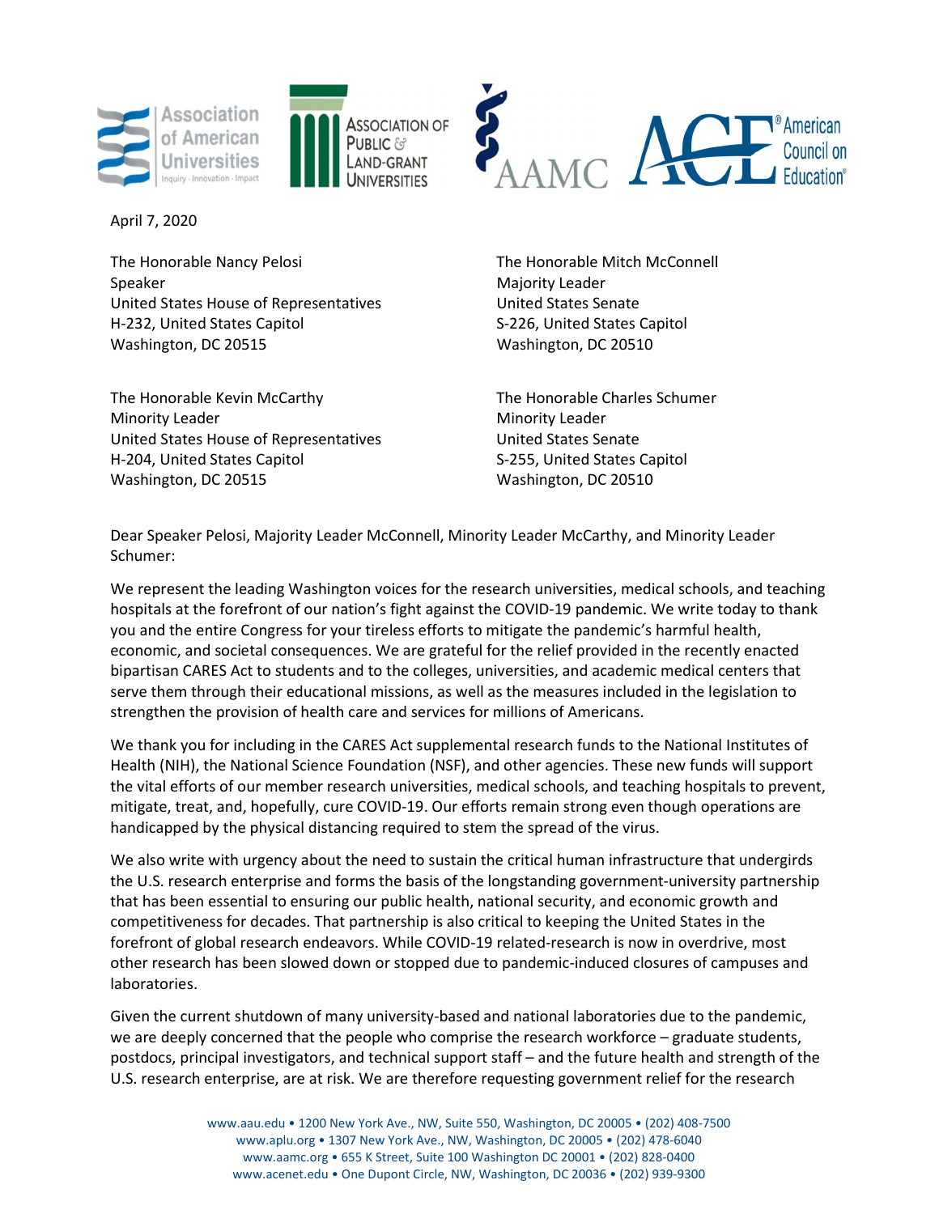Association of American Universities — Inquiry · Innovation · Impact

Association of Public & Land-Grant Universities

AAMC

American Council on Education

April 7, 2020

The Honorable Nancy Pelosi
Speaker
United States House of Representatives
H-232, United States Capitol
Washington, DC 20515

The Honorable Mitch McConnell
Majority Leader
United States Senate
S-226, United States Capitol
Washington, DC 20510

The Honorable Kevin McCarthy
Minority Leader
United States House of Representatives
H-204, United States Capitol
Washington, DC 20515

The Honorable Charles Schumer
Minority Leader
United States Senate
S-255, United States Capitol
Washington, DC 20510

Dear Speaker Pelosi, Majority Leader McConnell, Minority Leader McCarthy, and Minority Leader Schumer:

We represent the leading Washington voices for the research universities, medical schools, and teaching hospitals at the forefront of our nation's fight against the COVID-19 pandemic. We write today to thank you and the entire Congress for your tireless efforts to mitigate the pandemic's harmful health, economic, and societal consequences. We are grateful for the relief provided in the recently enacted bipartisan CARES Act to students and to the colleges, universities, and academic medical centers that serve them through their educational missions, as well as the measures included in the legislation to strengthen the provision of health care and services for millions of Americans.

We thank you for including in the CARES Act supplemental research funds to the National Institutes of Health (NIH), the National Science Foundation (NSF), and other agencies. These new funds will support the vital efforts of our member research universities, medical schools, and teaching hospitals to prevent, mitigate, treat, and, hopefully, cure COVID-19. Our efforts remain strong even though operations are handicapped by the physical distancing required to stem the spread of the virus.

We also write with urgency about the need to sustain the critical human infrastructure that undergirds the U.S. research enterprise and forms the basis of the longstanding government-university partnership that has been essential to ensuring our public health, national security, and economic growth and competitiveness for decades. That partnership is also critical to keeping the United States in the forefront of global research endeavors. While COVID-19 related-research is now in overdrive, most other research has been slowed down or stopped due to pandemic-induced closures of campuses and laboratories.

Given the current shutdown of many university-based and national laboratories due to the pandemic, we are deeply concerned that the people who comprise the research workforce – graduate students, postdocs, principal investigators, and technical support staff – and the future health and strength of the U.S. research enterprise, are at risk. We are therefore requesting government relief for the research

www.aau.edu • 1200 New York Ave., NW, Suite 550, Washington, DC 20005 • (202) 408-7500
www.aplu.org • 1307 New York Ave., NW, Washington, DC 20005 • (202) 478-6040
www.aamc.org • 655 K Street, Suite 100 Washington DC 20001 • (202) 828-0400
www.acenet.edu • One Dupont Circle, NW, Washington, DC 20036 • (202) 939-9300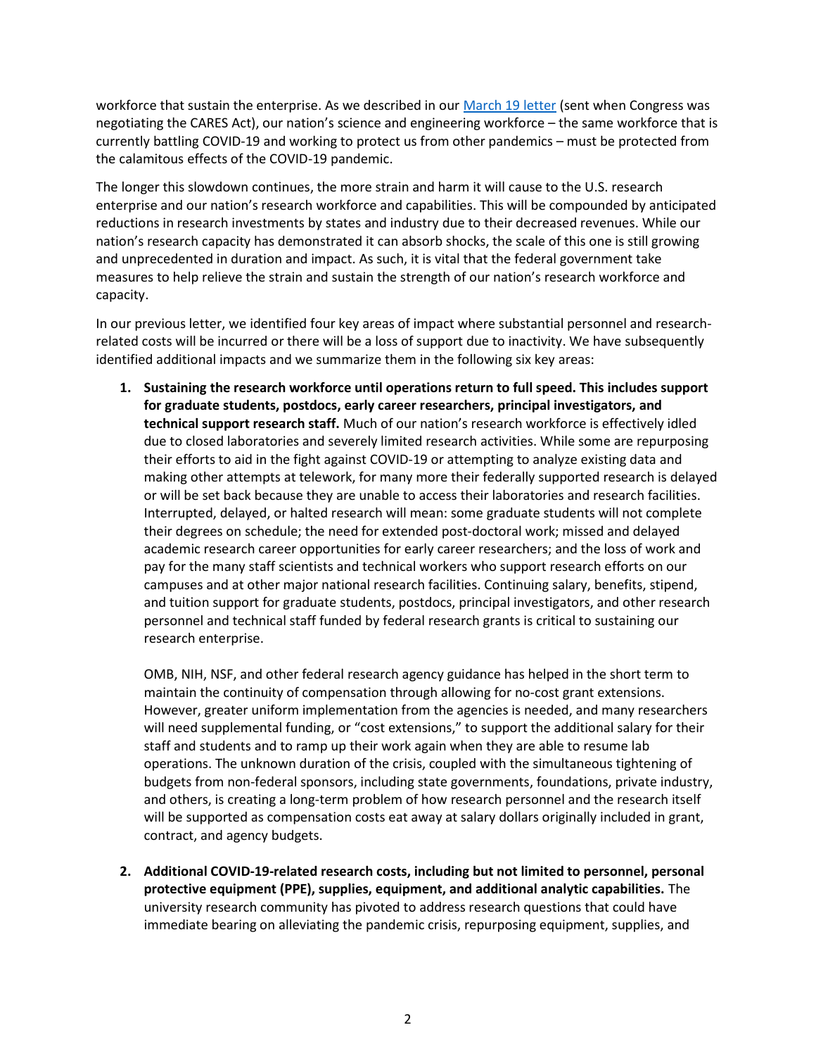workforce that sustain the enterprise. As we described in our [March 19 letter](March 19 letter) (sent when Congress was negotiating the CARES Act), our nation's science and engineering workforce – the same workforce that is currently battling COVID-19 and working to protect us from other pandemics – must be protected from the calamitous effects of the COVID-19 pandemic.

The longer this slowdown continues, the more strain and harm it will cause to the U.S. research enterprise and our nation's research workforce and capabilities. This will be compounded by anticipated reductions in research investments by states and industry due to their decreased revenues. While our nation's research capacity has demonstrated it can absorb shocks, the scale of this one is still growing and unprecedented in duration and impact. As such, it is vital that the federal government take measures to help relieve the strain and sustain the strength of our nation's research workforce and capacity.

In our previous letter, we identified four key areas of impact where substantial personnel and research-related costs will be incurred or there will be a loss of support due to inactivity. We have subsequently identified additional impacts and we summarize them in the following six key areas:

1. **Sustaining the research workforce until operations return to full speed. This includes support for graduate students, postdocs, early career researchers, principal investigators, and technical support research staff.** Much of our nation's research workforce is effectively idled due to closed laboratories and severely limited research activities. While some are repurposing their efforts to aid in the fight against COVID-19 or attempting to analyze existing data and making other attempts at telework, for many more their federally supported research is delayed or will be set back because they are unable to access their laboratories and research facilities. Interrupted, delayed, or halted research will mean: some graduate students will not complete their degrees on schedule; the need for extended post-doctoral work; missed and delayed academic research career opportunities for early career researchers; and the loss of work and pay for the many staff scientists and technical workers who support research efforts on our campuses and at other major national research facilities. Continuing salary, benefits, stipend, and tuition support for graduate students, postdocs, principal investigators, and other research personnel and technical staff funded by federal research grants is critical to sustaining our research enterprise.

   OMB, NIH, NSF, and other federal research agency guidance has helped in the short term to maintain the continuity of compensation through allowing for no-cost grant extensions. However, greater uniform implementation from the agencies is needed, and many researchers will need supplemental funding, or "cost extensions," to support the additional salary for their staff and students and to ramp up their work again when they are able to resume lab operations. The unknown duration of the crisis, coupled with the simultaneous tightening of budgets from non-federal sponsors, including state governments, foundations, private industry, and others, is creating a long-term problem of how research personnel and the research itself will be supported as compensation costs eat away at salary dollars originally included in grant, contract, and agency budgets.

2. **Additional COVID-19-related research costs, including but not limited to personnel, personal protective equipment (PPE), supplies, equipment, and additional analytic capabilities.** The university research community has pivoted to address research questions that could have immediate bearing on alleviating the pandemic crisis, repurposing equipment, supplies, and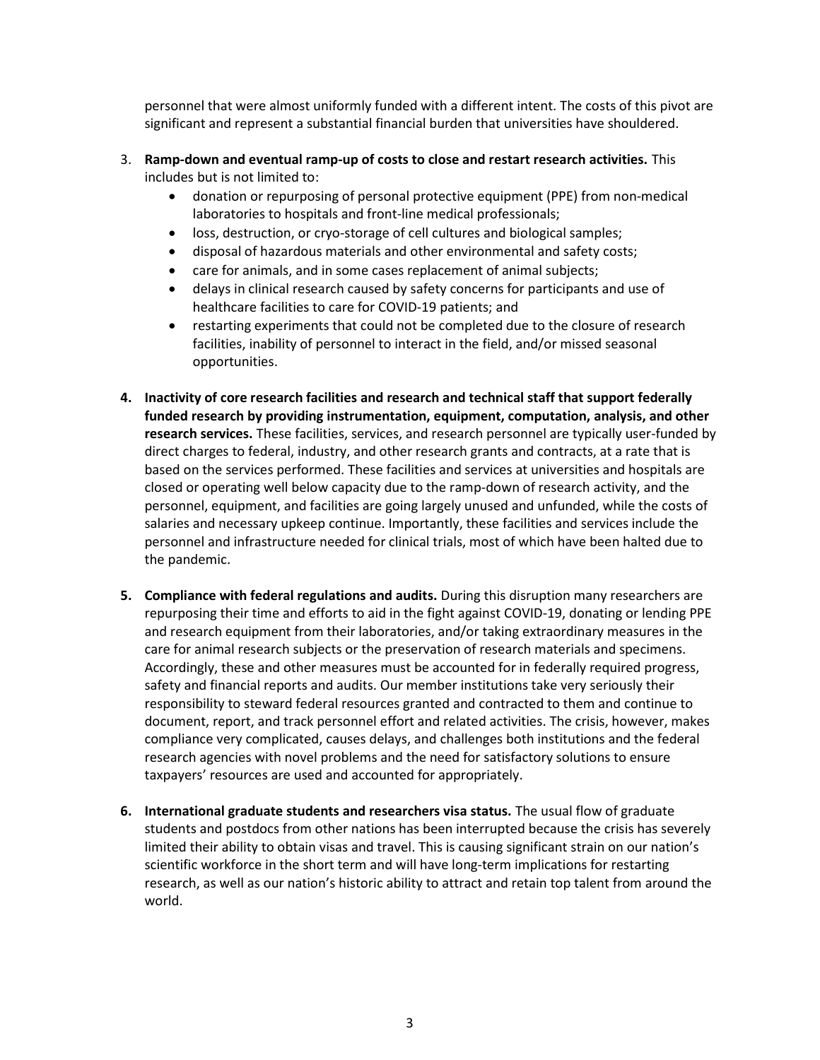personnel that were almost uniformly funded with a different intent. The costs of this pivot are significant and represent a substantial financial burden that universities have shouldered.

3. **Ramp-down and eventual ramp-up of costs to close and restart research activities.** This includes but is not limited to:
    - donation or repurposing of personal protective equipment (PPE) from non-medical laboratories to hospitals and front-line medical professionals;
    - loss, destruction, or cryo-storage of cell cultures and biological samples;
    - disposal of hazardous materials and other environmental and safety costs;
    - care for animals, and in some cases replacement of animal subjects;
    - delays in clinical research caused by safety concerns for participants and use of healthcare facilities to care for COVID-19 patients; and
    - restarting experiments that could not be completed due to the closure of research facilities, inability of personnel to interact in the field, and/or missed seasonal opportunities.

4. **Inactivity of core research facilities and research and technical staff that support federally funded research by providing instrumentation, equipment, computation, analysis, and other research services.** These facilities, services, and research personnel are typically user-funded by direct charges to federal, industry, and other research grants and contracts, at a rate that is based on the services performed. These facilities and services at universities and hospitals are closed or operating well below capacity due to the ramp-down of research activity, and the personnel, equipment, and facilities are going largely unused and unfunded, while the costs of salaries and necessary upkeep continue. Importantly, these facilities and services include the personnel and infrastructure needed for clinical trials, most of which have been halted due to the pandemic.

5. **Compliance with federal regulations and audits.** During this disruption many researchers are repurposing their time and efforts to aid in the fight against COVID-19, donating or lending PPE and research equipment from their laboratories, and/or taking extraordinary measures in the care for animal research subjects or the preservation of research materials and specimens. Accordingly, these and other measures must be accounted for in federally required progress, safety and financial reports and audits. Our member institutions take very seriously their responsibility to steward federal resources granted and contracted to them and continue to document, report, and track personnel effort and related activities. The crisis, however, makes compliance very complicated, causes delays, and challenges both institutions and the federal research agencies with novel problems and the need for satisfactory solutions to ensure taxpayers' resources are used and accounted for appropriately.

6. **International graduate students and researchers visa status.** The usual flow of graduate students and postdocs from other nations has been interrupted because the crisis has severely limited their ability to obtain visas and travel. This is causing significant strain on our nation's scientific workforce in the short term and will have long-term implications for restarting research, as well as our nation's historic ability to attract and retain top talent from around the world.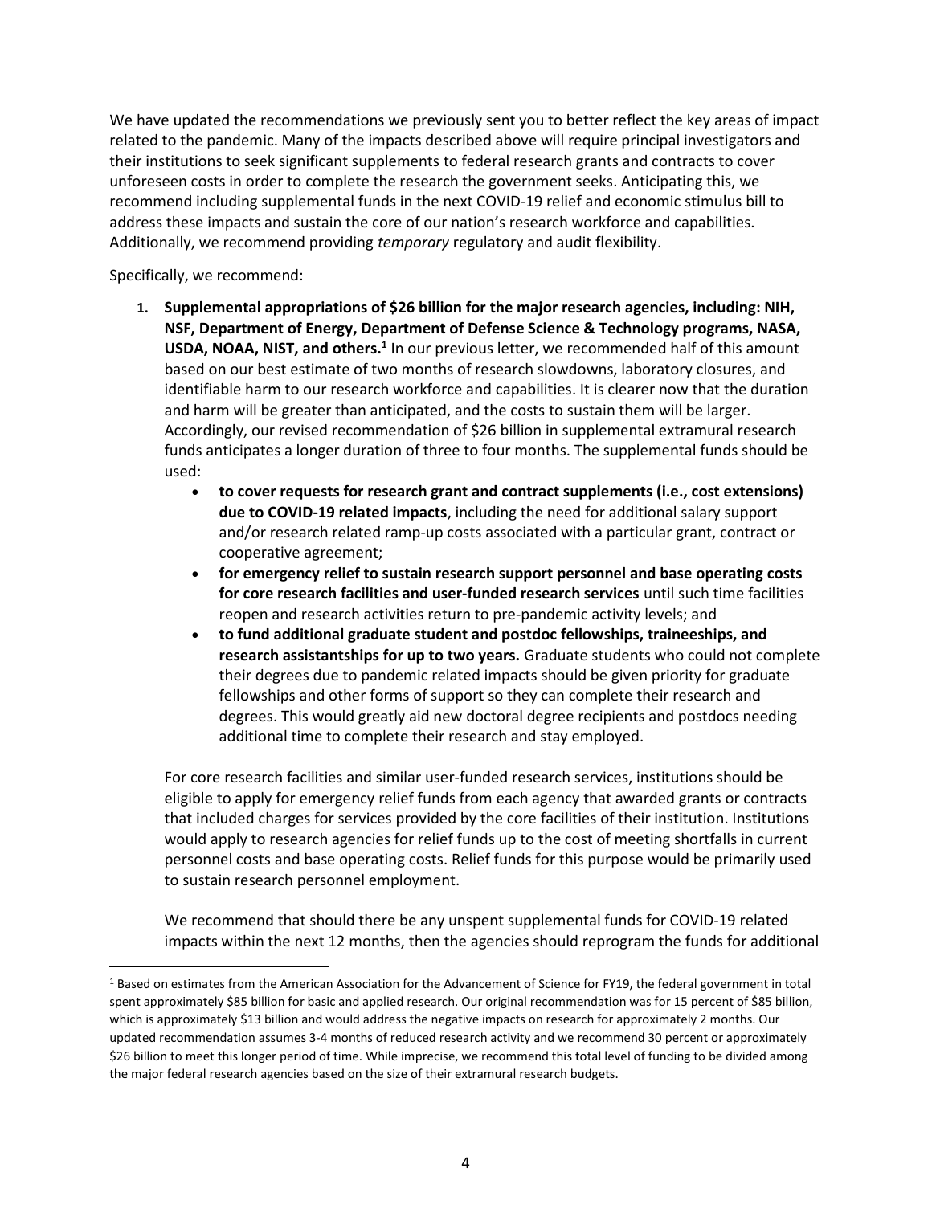We have updated the recommendations we previously sent you to better reflect the key areas of impact related to the pandemic. Many of the impacts described above will require principal investigators and their institutions to seek significant supplements to federal research grants and contracts to cover unforeseen costs in order to complete the research the government seeks. Anticipating this, we recommend including supplemental funds in the next COVID-19 relief and economic stimulus bill to address these impacts and sustain the core of our nation's research workforce and capabilities. Additionally, we recommend providing *temporary* regulatory and audit flexibility.

Specifically, we recommend:

1. **Supplemental appropriations of $26 billion for the major research agencies, including: NIH, NSF, Department of Energy, Department of Defense Science & Technology programs, NASA, USDA, NOAA, NIST, and others.**[1] In our previous letter, we recommended half of this amount based on our best estimate of two months of research slowdowns, laboratory closures, and identifiable harm to our research workforce and capabilities. It is clearer now that the duration and harm will be greater than anticipated, and the costs to sustain them will be larger. Accordingly, our revised recommendation of $26 billion in supplemental extramural research funds anticipates a longer duration of three to four months. The supplemental funds should be used:
   - **to cover requests for research grant and contract supplements (i.e., cost extensions) due to COVID-19 related impacts**, including the need for additional salary support and/or research related ramp-up costs associated with a particular grant, contract or cooperative agreement;
   - **for emergency relief to sustain research support personnel and base operating costs for core research facilities and user-funded research services** until such time facilities reopen and research activities return to pre-pandemic activity levels; and
   - **to fund additional graduate student and postdoc fellowships, traineeships, and research assistantships for up to two years.** Graduate students who could not complete their degrees due to pandemic related impacts should be given priority for graduate fellowships and other forms of support so they can complete their research and degrees. This would greatly aid new doctoral degree recipients and postdocs needing additional time to complete their research and stay employed.

   For core research facilities and similar user-funded research services, institutions should be eligible to apply for emergency relief funds from each agency that awarded grants or contracts that included charges for services provided by the core facilities of their institution. Institutions would apply to research agencies for relief funds up to the cost of meeting shortfalls in current personnel costs and base operating costs. Relief funds for this purpose would be primarily used to sustain research personnel employment.

   We recommend that should there be any unspent supplemental funds for COVID-19 related impacts within the next 12 months, then the agencies should reprogram the funds for additional

[1] Based on estimates from the American Association for the Advancement of Science for FY19, the federal government in total spent approximately $85 billion for basic and applied research. Our original recommendation was for 15 percent of $85 billion, which is approximately $13 billion and would address the negative impacts on research for approximately 2 months. Our updated recommendation assumes 3-4 months of reduced research activity and we recommend 30 percent or approximately $26 billion to meet this longer period of time. While imprecise, we recommend this total level of funding to be divided among the major federal research agencies based on the size of their extramural research budgets.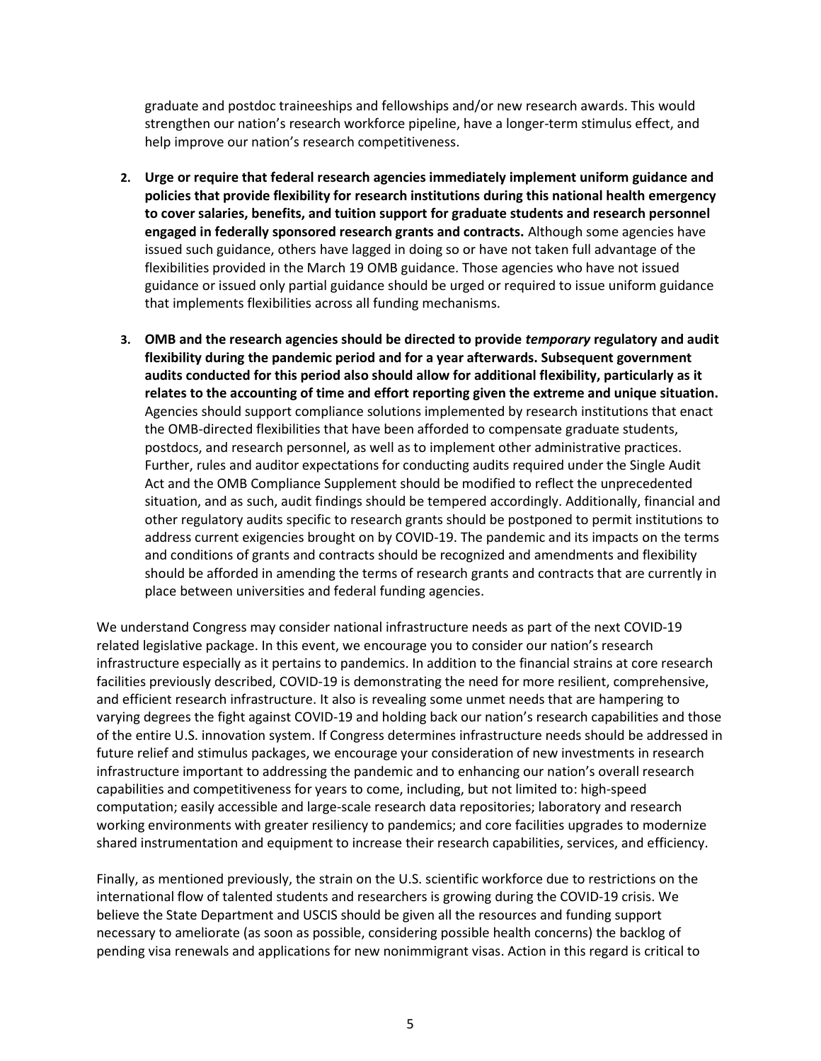graduate and postdoc traineeships and fellowships and/or new research awards. This would strengthen our nation's research workforce pipeline, have a longer-term stimulus effect, and help improve our nation's research competitiveness.

2. **Urge or require that federal research agencies immediately implement uniform guidance and policies that provide flexibility for research institutions during this national health emergency to cover salaries, benefits, and tuition support for graduate students and research personnel engaged in federally sponsored research grants and contracts.** Although some agencies have issued such guidance, others have lagged in doing so or have not taken full advantage of the flexibilities provided in the March 19 OMB guidance. Those agencies who have not issued guidance or issued only partial guidance should be urged or required to issue uniform guidance that implements flexibilities across all funding mechanisms.

3. **OMB and the research agencies should be directed to provide *temporary* regulatory and audit flexibility during the pandemic period and for a year afterwards. Subsequent government audits conducted for this period also should allow for additional flexibility, particularly as it relates to the accounting of time and effort reporting given the extreme and unique situation.** Agencies should support compliance solutions implemented by research institutions that enact the OMB-directed flexibilities that have been afforded to compensate graduate students, postdocs, and research personnel, as well as to implement other administrative practices. Further, rules and auditor expectations for conducting audits required under the Single Audit Act and the OMB Compliance Supplement should be modified to reflect the unprecedented situation, and as such, audit findings should be tempered accordingly. Additionally, financial and other regulatory audits specific to research grants should be postponed to permit institutions to address current exigencies brought on by COVID-19. The pandemic and its impacts on the terms and conditions of grants and contracts should be recognized and amendments and flexibility should be afforded in amending the terms of research grants and contracts that are currently in place between universities and federal funding agencies.

We understand Congress may consider national infrastructure needs as part of the next COVID-19 related legislative package. In this event, we encourage you to consider our nation's research infrastructure especially as it pertains to pandemics. In addition to the financial strains at core research facilities previously described, COVID-19 is demonstrating the need for more resilient, comprehensive, and efficient research infrastructure. It also is revealing some unmet needs that are hampering to varying degrees the fight against COVID-19 and holding back our nation's research capabilities and those of the entire U.S. innovation system. If Congress determines infrastructure needs should be addressed in future relief and stimulus packages, we encourage your consideration of new investments in research infrastructure important to addressing the pandemic and to enhancing our nation's overall research capabilities and competitiveness for years to come, including, but not limited to: high-speed computation; easily accessible and large-scale research data repositories; laboratory and research working environments with greater resiliency to pandemics; and core facilities upgrades to modernize shared instrumentation and equipment to increase their research capabilities, services, and efficiency.

Finally, as mentioned previously, the strain on the U.S. scientific workforce due to restrictions on the international flow of talented students and researchers is growing during the COVID-19 crisis. We believe the State Department and USCIS should be given all the resources and funding support necessary to ameliorate (as soon as possible, considering possible health concerns) the backlog of pending visa renewals and applications for new nonimmigrant visas. Action in this regard is critical to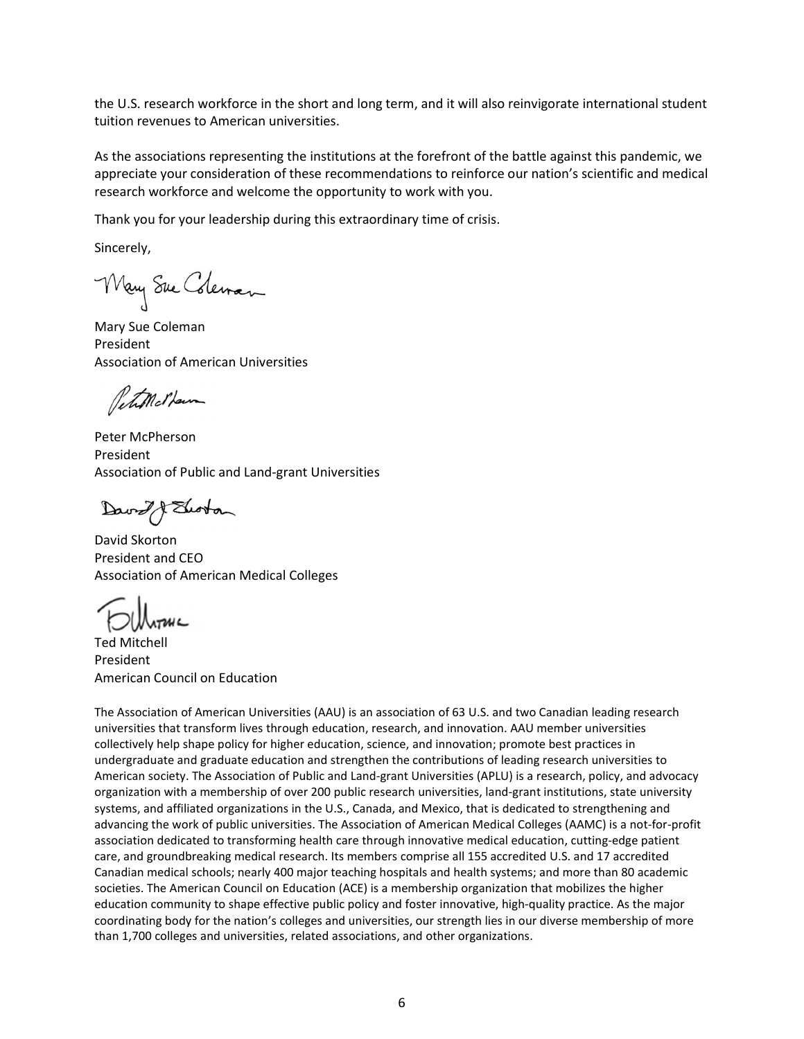the U.S. research workforce in the short and long term, and it will also reinvigorate international student tuition revenues to American universities.

As the associations representing the institutions at the forefront of the battle against this pandemic, we appreciate your consideration of these recommendations to reinforce our nation's scientific and medical research workforce and welcome the opportunity to work with you.

Thank you for your leadership during this extraordinary time of crisis.

Sincerely,

Mary Sue Coleman  
President  
Association of American Universities

Peter McPherson  
President  
Association of Public and Land-grant Universities

David Skorton  
President and CEO  
Association of American Medical Colleges

Ted Mitchell  
President  
American Council on Education

The Association of American Universities (AAU) is an association of 63 U.S. and two Canadian leading research universities that transform lives through education, research, and innovation. AAU member universities collectively help shape policy for higher education, science, and innovation; promote best practices in undergraduate and graduate education and strengthen the contributions of leading research universities to American society. The Association of Public and Land-grant Universities (APLU) is a research, policy, and advocacy organization with a membership of over 200 public research universities, land-grant institutions, state university systems, and affiliated organizations in the U.S., Canada, and Mexico, that is dedicated to strengthening and advancing the work of public universities. The Association of American Medical Colleges (AAMC) is a not-for-profit association dedicated to transforming health care through innovative medical education, cutting-edge patient care, and groundbreaking medical research. Its members comprise all 155 accredited U.S. and 17 accredited Canadian medical schools; nearly 400 major teaching hospitals and health systems; and more than 80 academic societies. The American Council on Education (ACE) is a membership organization that mobilizes the higher education community to shape effective public policy and foster innovative, high-quality practice. As the major coordinating body for the nation's colleges and universities, our strength lies in our diverse membership of more than 1,700 colleges and universities, related associations, and other organizations.